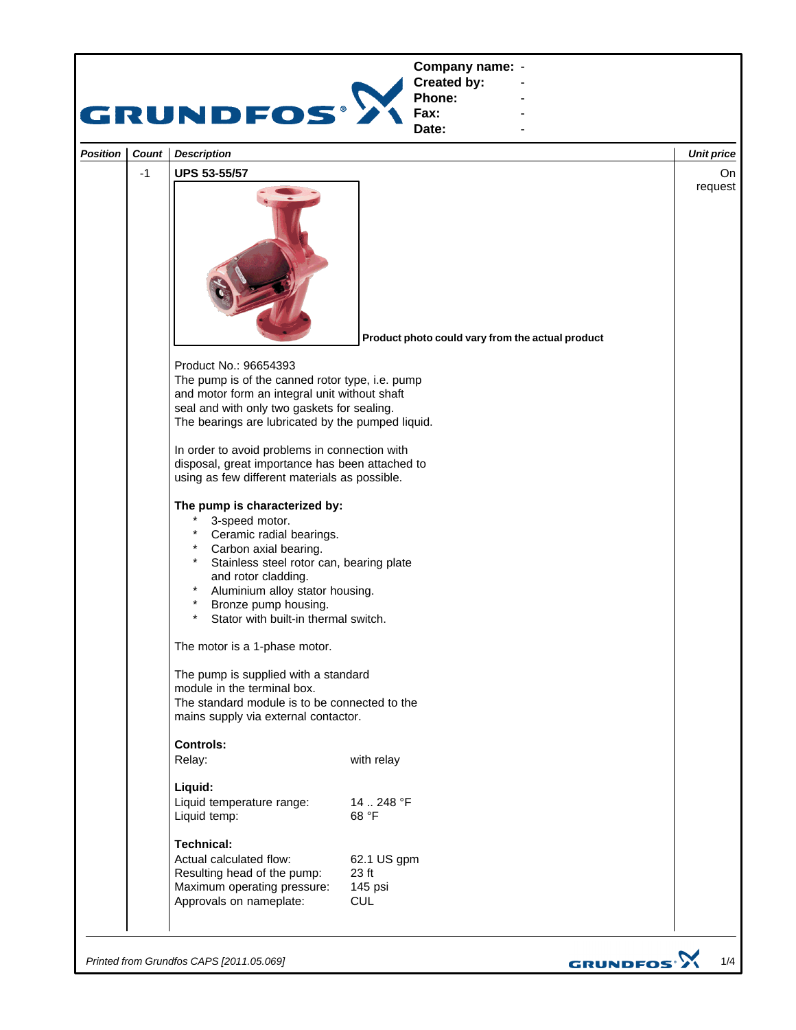**GRUNDFOS**

**Company name:** -
**Created by:** -
**Phone:** -
**Fax:** -
**Date:** -

| Position | Count | Description | Unit price |
|---|---|---|---|
| | -1 | **UPS 53-55/57** | On request |

**Product photo could vary from the actual product**

Product No.: 96654393
The pump is of the canned rotor type, i.e. pump and motor form an integral unit without shaft seal and with only two gaskets for sealing.
The bearings are lubricated by the pumped liquid.

In order to avoid problems in connection with disposal, great importance has been attached to using as few different materials as possible.

**The pump is characterized by:**

* 3-speed motor.
* Ceramic radial bearings.
* Carbon axial bearing.
* Stainless steel rotor can, bearing plate and rotor cladding.
* Aluminium alloy stator housing.
* Bronze pump housing.
* Stator with built-in thermal switch.

The motor is a 1-phase motor.

The pump is supplied with a standard module in the terminal box.
The standard module is to be connected to the mains supply via external contactor.

**Controls:**

Relay: with relay

**Liquid:**

Liquid temperature range: 14 .. 248 °F
Liquid temp: 68 °F

**Technical:**

Actual calculated flow: 62.1 US gpm
Resulting head of the pump: 23 ft
Maximum operating pressure: 145 psi
Approvals on nameplate: CUL

*Printed from Grundfos CAPS [2011.05.069]*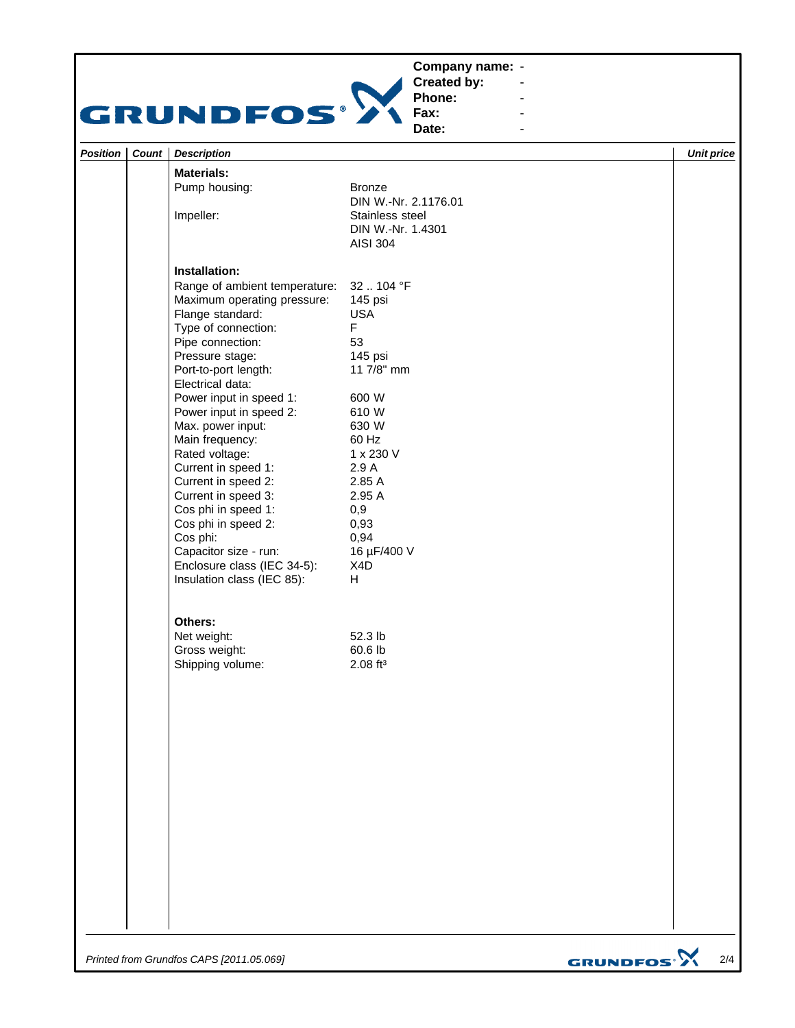| Company name: | - |
|---|---|
| Created by: | - |
| Phone: | - |
| Fax: | - |
| Date: | - |

| Position | Count | Description | Unit price |
|---|---|---|---|
| | | **Materials:** | |
| | | Pump housing: Bronze DIN W.-Nr. 2.1176.01 | |
| | | Impeller: Stainless steel DIN W.-Nr. 1.4301 AISI 304 | |
| | | **Installation:** | |
| | | Range of ambient temperature: 32 .. 104 °F | |
| | | Maximum operating pressure: 145 psi | |
| | | Flange standard: USA | |
| | | Type of connection: F | |
| | | Pipe connection: 53 | |
| | | Pressure stage: 145 psi | |
| | | Port-to-port length: 11 7/8" mm | |
| | | Electrical data: | |
| | | Power input in speed 1: 600 W | |
| | | Power input in speed 2: 610 W | |
| | | Max. power input: 630 W | |
| | | Main frequency: 60 Hz | |
| | | Rated voltage: 1 x 230 V | |
| | | Current in speed 1: 2.9 A | |
| | | Current in speed 2: 2.85 A | |
| | | Current in speed 3: 2.95 A | |
| | | Cos phi in speed 1: 0,9 | |
| | | Cos phi in speed 2: 0,93 | |
| | | Cos phi: 0,94 | |
| | | Capacitor size - run: 16 µF/400 V | |
| | | Enclosure class (IEC 34-5): X4D | |
| | | Insulation class (IEC 85): H | |
| | | **Others:** | |
| | | Net weight: 52.3 lb | |
| | | Gross weight: 60.6 lb | |
| | | Shipping volume: 2.08 ft³ | |

*Printed from Grundfos CAPS [2011.05.069]*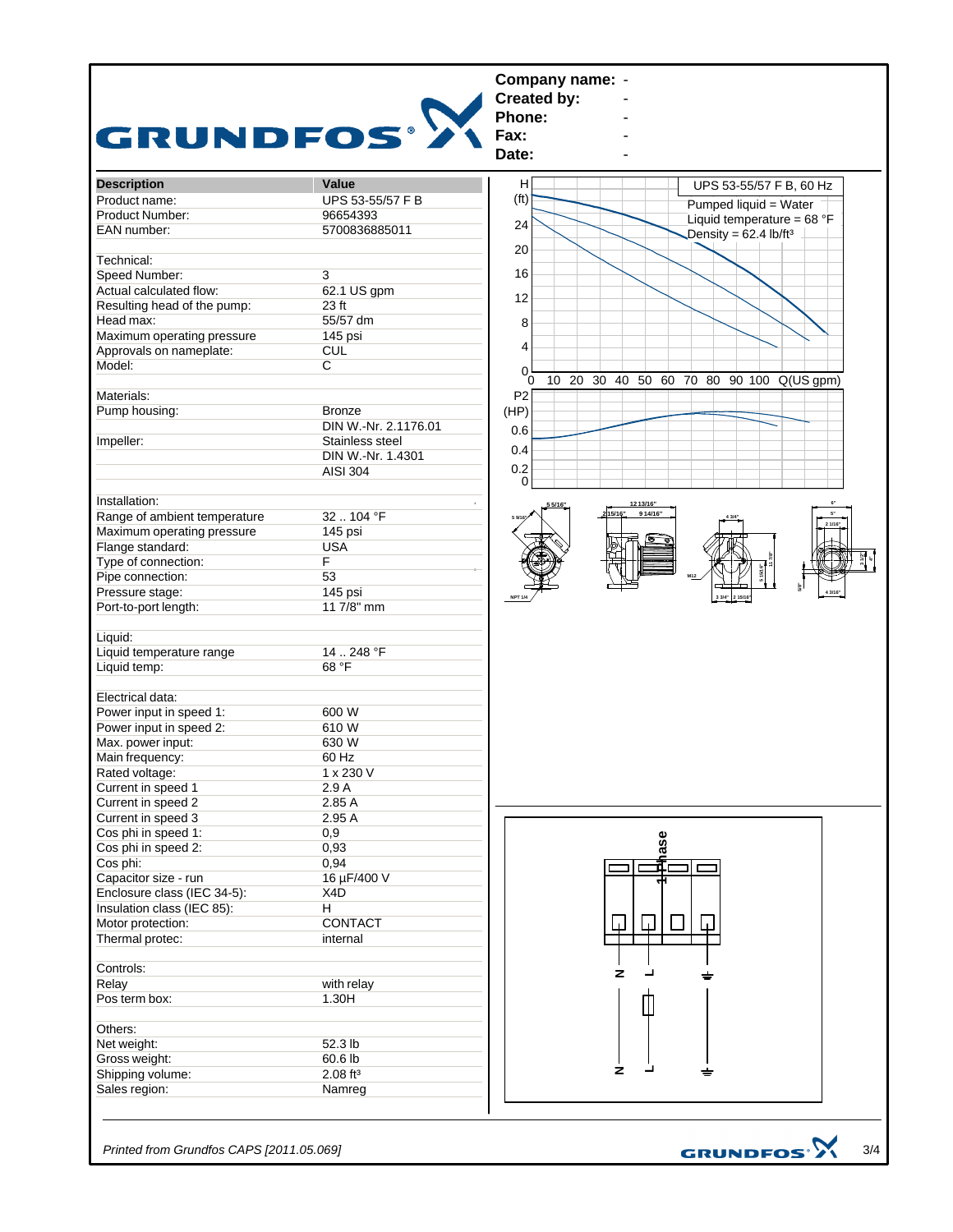**Company name:** -
**Created by:** -
**Phone:** -
**Fax:** -
**Date:** -

| Description | Value |
|---|---|
| Product name: | UPS 53-55/57 F B |
| Product Number: | 96654393 |
| EAN number: | 5700836885011 |
| | |
| Technical: | |
| Speed Number: | 3 |
| Actual calculated flow: | 62.1 US gpm |
| Resulting head of the pump: | 23 ft |
| Head max: | 55/57 dm |
| Maximum operating pressure | 145 psi |
| Approvals on nameplate: | CUL |
| Model: | C |
| | |
| Materials: | |
| Pump housing: | Bronze |
| | DIN W.-Nr. 2.1176.01 |
| Impeller: | Stainless steel |
| | DIN W.-Nr. 1.4301 |
| | AISI 304 |
| | |
| Installation: | |
| Range of ambient temperature | 32 .. 104 °F |
| Maximum operating pressure | 145 psi |
| Flange standard: | USA |
| Type of connection: | F |
| Pipe connection: | 53 |
| Pressure stage: | 145 psi |
| Port-to-port length: | 11 7/8" mm |
| | |
| Liquid: | |
| Liquid temperature range | 14 .. 248 °F |
| Liquid temp: | 68 °F |
| | |
| Electrical data: | |
| Power input in speed 1: | 600 W |
| Power input in speed 2: | 610 W |
| Max. power input: | 630 W |
| Main frequency: | 60 Hz |
| Rated voltage: | 1 x 230 V |
| Current in speed 1 | 2.9 A |
| Current in speed 2 | 2.85 A |
| Current in speed 3 | 2.95 A |
| Cos phi in speed 1: | 0,9 |
| Cos phi in speed 2: | 0,93 |
| Cos phi: | 0,94 |
| Capacitor size - run | 16 µF/400 V |
| Enclosure class (IEC 34-5): | X4D |
| Insulation class (IEC 85): | H |
| Motor protection: | CONTACT |
| Thermal protec: | internal |
| | |
| Controls: | |
| Relay | with relay |
| Pos term box: | 1.30H |
| | |
| Others: | |
| Net weight: | 52.3 lb |
| Gross weight: | 60.6 lb |
| Shipping volume: | 2.08 ft³ |
| Sales region: | Namreg |

UPS 53-55/57 F B, 60 Hz
Pumped liquid = Water
Liquid temperature = 68 °F
Density = 62.4 lb/ft³

*Printed from Grundfos CAPS [2011.05.069]*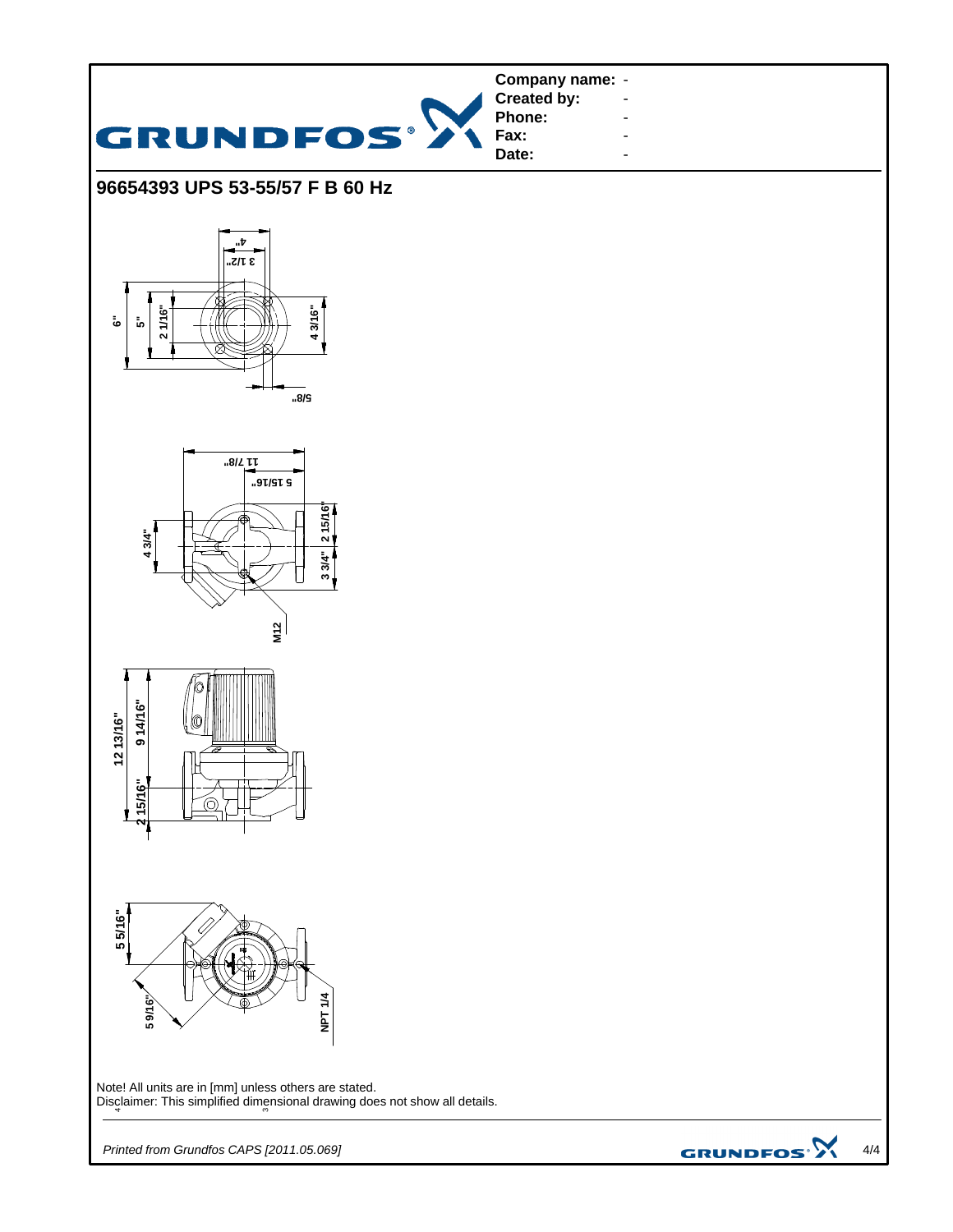Company name: -
Created by: -
Phone: -
Fax: -
Date: -

## 96654393 UPS 53-55/57 F B 60 Hz

4"
3 1/2"
6"
5"
2 1/16"
4 3/16"
5/8"

11 7/8"
5 15/16"
4 3/4"
2 15/16"
3 3/4"
M12

12 13/16"
9 14/16"
2 15/16"

5 5/16"
5 9/16"
NPT 1/4

Note! All units are in [mm] unless others are stated.
Disclaimer: This simplified dimensional drawing does not show all details.

*Printed from Grundfos CAPS [2011.05.069]*